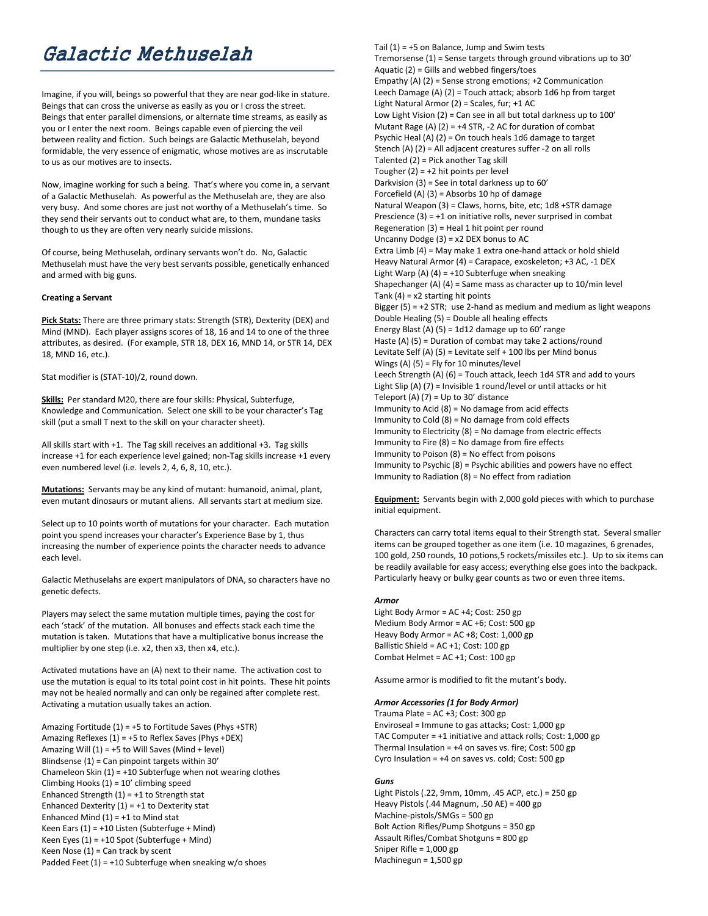# Galactic Methuselah

Imagine, if you will, beings so powerful that they are near god-like in stature. Beings that can cross the universe as easily as you or I cross the street. Beings that enter parallel dimensions, or alternate time streams, as easily as you or I enter the next room. Beings capable even of piercing the veil between reality and fiction. Such beings are Galactic Methuselah, beyond formidable, the very essence of enigmatic, whose motives are as inscrutable to us as our motives are to insects.

Now, imagine working for such a being. That's where you come in, a servant of a Galactic Methuselah. As powerful as the Methuselah are, they are also very busy. And some chores are just not worthy of a Methuselah's time. So they send their servants out to conduct what are, to them, mundane tasks though to us they are often very nearly suicide missions.

Of course, being Methuselah, ordinary servants won't do. No, Galactic Methuselah must have the very best servants possible, genetically enhanced and armed with big guns.

**Creating a Servant**

**Pick Stats:** There are three primary stats: Strength (STR), Dexterity (DEX) and Mind (MND). Each player assigns scores of 18, 16 and 14 to one of the three attributes, as desired. (For example, STR 18, DEX 16, MND 14, or STR 14, DEX 18, MND 16, etc.).

Stat modifier is (STAT-10)/2, round down.

**Skills:** Per standard M20, there are four skills: Physical, Subterfuge, Knowledge and Communication. Select one skill to be your character's Tag skill (put a small T next to the skill on your character sheet).

All skills start with +1. The Tag skill receives an additional +3. Tag skills increase +1 for each experience level gained; non-Tag skills increase +1 every even numbered level (i.e. levels 2, 4, 6, 8, 10, etc.).

**Mutations:** Servants may be any kind of mutant: humanoid, animal, plant, even mutant dinosaurs or mutant aliens. All servants start at medium size.

Select up to 10 points worth of mutations for your character. Each mutation point you spend increases your character's Experience Base by 1, thus increasing the number of experience points the character needs to advance each level.

Galactic Methuselahs are expert manipulators of DNA, so characters have no genetic defects.

Players may select the same mutation multiple times, paying the cost for each 'stack' of the mutation. All bonuses and effects stack each time the mutation is taken. Mutations that have a multiplicative bonus increase the multiplier by one step (i.e. x2, then x3, then x4, etc.).

Activated mutations have an (A) next to their name. The activation cost to use the mutation is equal to its total point cost in hit points. These hit points may not be healed normally and can only be regained after complete rest. Activating a mutation usually takes an action.

Amazing Fortitude (1) = +5 to Fortitude Saves (Phys +STR)
Amazing Reflexes (1) = +5 to Reflex Saves (Phys +DEX)
Amazing Will (1) = +5 to Will Saves (Mind + level)
Blindsense (1) = Can pinpoint targets within 30'
Chameleon Skin (1) = +10 Subterfuge when not wearing clothes
Climbing Hooks (1) = 10' climbing speed
Enhanced Strength (1) = +1 to Strength stat
Enhanced Dexterity (1) = +1 to Dexterity stat
Enhanced Mind (1) = +1 to Mind stat
Keen Ears (1) = +10 Listen (Subterfuge + Mind)
Keen Eyes (1) = +10 Spot (Subterfuge + Mind)
Keen Nose (1) = Can track by scent
Padded Feet (1) = +10 Subterfuge when sneaking w/o shoes
Tail (1) = +5 on Balance, Jump and Swim tests
Tremorsense (1) = Sense targets through ground vibrations up to 30'
Aquatic (2) = Gills and webbed fingers/toes
Empathy (A) (2) = Sense strong emotions; +2 Communication
Leech Damage (A) (2) = Touch attack; absorb 1d6 hp from target
Light Natural Armor (2) = Scales, fur; +1 AC
Low Light Vision (2) = Can see in all but total darkness up to 100'
Mutant Rage (A) (2) = +4 STR, -2 AC for duration of combat
Psychic Heal (A) (2) = On touch heals 1d6 damage to target
Stench (A) (2) = All adjacent creatures suffer -2 on all rolls
Talented (2) = Pick another Tag skill
Tougher (2) = +2 hit points per level
Darkvision (3) = See in total darkness up to 60'
Forcefield (A) (3) = Absorbs 10 hp of damage
Natural Weapon (3) = Claws, horns, bite, etc; 1d8 +STR damage
Prescience (3) = +1 on initiative rolls, never surprised in combat
Regeneration (3) = Heal 1 hit point per round
Uncanny Dodge (3) = x2 DEX bonus to AC
Extra Limb (4) = May make 1 extra one-hand attack or hold shield
Heavy Natural Armor (4) = Carapace, exoskeleton; +3 AC, -1 DEX
Light Warp (A) (4) = +10 Subterfuge when sneaking
Shapechanger (A) (4) = Same mass as character up to 10/min level
Tank (4) = x2 starting hit points
Bigger (5) = +2 STR; use 2-hand as medium and medium as light weapons
Double Healing (5) = Double all healing effects
Energy Blast (A) (5) = 1d12 damage up to 60' range
Haste (A) (5) = Duration of combat may take 2 actions/round
Levitate Self (A) (5) = Levitate self + 100 lbs per Mind bonus
Wings (A) (5) = Fly for 10 minutes/level
Leech Strength (A) (6) = Touch attack, leech 1d4 STR and add to yours
Light Slip (A) (7) = Invisible 1 round/level or until attacks or hit
Teleport (A) (7) = Up to 30' distance
Immunity to Acid (8) = No damage from acid effects
Immunity to Cold (8) = No damage from cold effects
Immunity to Electricity (8) = No damage from electric effects
Immunity to Fire (8) = No damage from fire effects
Immunity to Poison (8) = No effect from poisons
Immunity to Psychic (8) = Psychic abilities and powers have no effect
Immunity to Radiation (8) = No effect from radiation

**Equipment:** Servants begin with 2,000 gold pieces with which to purchase initial equipment.

Characters can carry total items equal to their Strength stat. Several smaller items can be grouped together as one item (i.e. 10 magazines, 6 grenades, 100 gold, 250 rounds, 10 potions,5 rockets/missiles etc.). Up to six items can be readily available for easy access; everything else goes into the backpack. Particularly heavy or bulky gear counts as two or even three items.

***Armor***

Light Body Armor = AC +4; Cost: 250 gp
Medium Body Armor = AC +6; Cost: 500 gp
Heavy Body Armor = AC +8; Cost: 1,000 gp
Ballistic Shield = AC +1; Cost: 100 gp
Combat Helmet = AC +1; Cost: 100 gp

Assume armor is modified to fit the mutant's body.

***Armor Accessories (1 for Body Armor)***

Trauma Plate = AC +3; Cost: 300 gp
Enviroseal = Immune to gas attacks; Cost: 1,000 gp
TAC Computer = +1 initiative and attack rolls; Cost: 1,000 gp
Thermal Insulation = +4 on saves vs. fire; Cost: 500 gp
Cyro Insulation = +4 on saves vs. cold; Cost: 500 gp

***Guns***

Light Pistols (.22, 9mm, 10mm, .45 ACP, etc.) = 250 gp
Heavy Pistols (.44 Magnum, .50 AE) = 400 gp
Machine-pistols/SMGs = 500 gp
Bolt Action Rifles/Pump Shotguns = 350 gp
Assault Rifles/Combat Shotguns = 800 gp
Sniper Rifle = 1,000 gp
Machinegun = 1,500 gp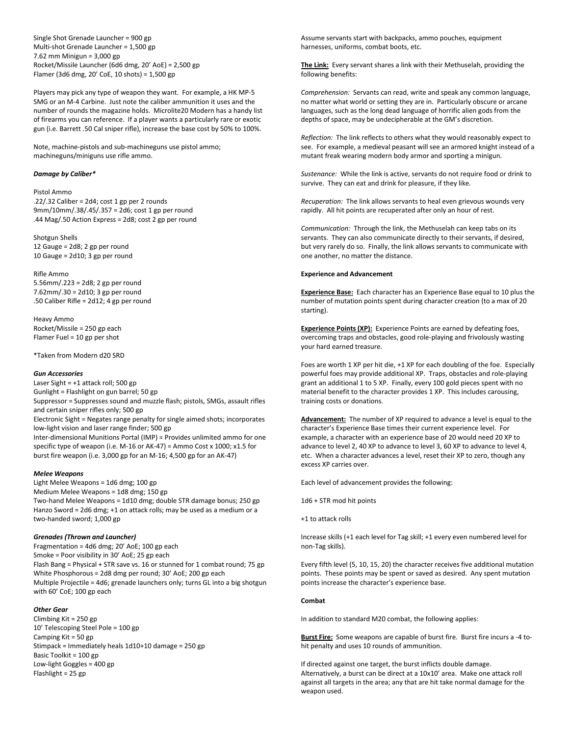Single Shot Grenade Launcher = 900 gp
Multi-shot Grenade Launcher = 1,500 gp
7.62 mm Minigun = 3,000 gp
Rocket/Missile Launcher (6d6 dmg, 20' AoE) = 2,500 gp
Flamer (3d6 dmg, 20' CoE, 10 shots) = 1,500 gp

Players may pick any type of weapon they want. For example, a HK MP-5 SMG or an M-4 Carbine. Just note the caliber ammunition it uses and the number of rounds the magazine holds. Microlite20 Modern has a handy list of firearms you can reference. If a player wants a particularly rare or exotic gun (i.e. Barrett .50 Cal sniper rifle), increase the base cost by 50% to 100%.

Note, machine-pistols and sub-machineguns use pistol ammo; machineguns/miniguns use rifle ammo.

***Damage by Caliber****

Pistol Ammo
.22/.32 Caliber = 2d4; cost 1 gp per 2 rounds
9mm/10mm/.38/.45/.357 = 2d6; cost 1 gp per round
.44 Mag/.50 Action Express = 2d8; cost 2 gp per round

Shotgun Shells
12 Gauge = 2d8; 2 gp per round
10 Gauge = 2d10; 3 gp per round

Rifle Ammo
5.56mm/.223 = 2d8; 2 gp per round
7.62mm/.30 = 2d10; 3 gp per round
.50 Caliber Rifle = 2d12; 4 gp per round

Heavy Ammo
Rocket/Missile = 250 gp each
Flamer Fuel = 10 gp per shot

*Taken from Modern d20 SRD

***Gun Accessories***

Laser Sight = +1 attack roll; 500 gp
Gunlight = Flashlight on gun barrel; 50 gp
Suppressor = Suppresses sound and muzzle flash; pistols, SMGs, assault rifles and certain sniper rifles only; 500 gp
Electronic Sight = Negates range penalty for single aimed shots; incorporates low-light vision and laser range finder; 500 gp
Inter-dimensional Munitions Portal (IMP) = Provides unlimited ammo for one specific type of weapon (i.e. M-16 or AK-47) = Ammo Cost x 1000; x1.5 for burst fire weapon (i.e. 3,000 gp for an M-16; 4,500 gp for an AK-47)

***Melee Weapons***

Light Melee Weapons = 1d6 dmg; 100 gp
Medium Melee Weapons = 1d8 dmg; 150 gp
Two-hand Melee Weapons = 1d10 dmg; double STR damage bonus; 250 gp
Hanzo Sword = 2d6 dmg; +1 on attack rolls; may be used as a medium or a two-handed sword; 1,000 gp

***Grenades (Thrown and Launcher)***

Fragmentation = 4d6 dmg; 20' AoE; 100 gp each
Smoke = Poor visibility in 30' AoE; 25 gp each
Flash Bang = Physical + STR save vs. 16 or stunned for 1 combat round; 75 gp
White Phosphorous = 2d8 dmg per round; 30' AoE; 200 gp each
Multiple Projectile = 4d6; grenade launchers only; turns GL into a big shotgun with 60' CoE; 100 gp each

***Other Gear***

Climbing Kit = 250 gp
10' Telescoping Steel Pole = 100 gp
Camping Kit = 50 gp
Stimpack = Immediately heals 1d10+10 damage = 250 gp
Basic Toolkit = 100 gp
Low-light Goggles = 400 gp
Flashlight = 25 gp

Assume servants start with backpacks, ammo pouches, equipment harnesses, uniforms, combat boots, etc.

**The Link:** Every servant shares a link with their Methuselah, providing the following benefits:

*Comprehension:* Servants can read, write and speak any common language, no matter what world or setting they are in. Particularly obscure or arcane languages, such as the long dead language of horrific alien gods from the depths of space, may be undecipherable at the GM's discretion.

*Reflection:* The link reflects to others what they would reasonably expect to see. For example, a medieval peasant will see an armored knight instead of a mutant freak wearing modern body armor and sporting a minigun.

*Sustenance:* While the link is active, servants do not require food or drink to survive. They can eat and drink for pleasure, if they like.

*Recuperation:* The link allows servants to heal even grievous wounds very rapidly. All hit points are recuperated after only an hour of rest.

*Communication:* Through the link, the Methuselah can keep tabs on its servants. They can also communicate directly to their servants, if desired, but very rarely do so. Finally, the link allows servants to communicate with one another, no matter the distance.

**Experience and Advancement**

**Experience Base:** Each character has an Experience Base equal to 10 plus the number of mutation points spent during character creation (to a max of 20 starting).

**Experience Points (XP):** Experience Points are earned by defeating foes, overcoming traps and obstacles, good role-playing and frivolously wasting your hard earned treasure.

Foes are worth 1 XP per hit die, +1 XP for each doubling of the foe. Especially powerful foes may provide additional XP. Traps, obstacles and role-playing grant an additional 1 to 5 XP. Finally, every 100 gold pieces spent with no material benefit to the character provides 1 XP. This includes carousing, training costs or donations.

**Advancement:** The number of XP required to advance a level is equal to the character's Experience Base times their current experience level. For example, a character with an experience base of 20 would need 20 XP to advance to level 2, 40 XP to advance to level 3, 60 XP to advance to level 4, etc. When a character advances a level, reset their XP to zero, though any excess XP carries over.

Each level of advancement provides the following:

1d6 + STR mod hit points

+1 to attack rolls

Increase skills (+1 each level for Tag skill; +1 every even numbered level for non-Tag skills).

Every fifth level (5, 10, 15, 20) the character receives five additional mutation points. These points may be spent or saved as desired. Any spent mutation points increase the character's experience base.

**Combat**

In addition to standard M20 combat, the following applies:

**Burst Fire:** Some weapons are capable of burst fire. Burst fire incurs a -4 to-hit penalty and uses 10 rounds of ammunition.

If directed against one target, the burst inflicts double damage. Alternatively, a burst can be direct at a 10x10' area. Make one attack roll against all targets in the area; any that are hit take normal damage for the weapon used.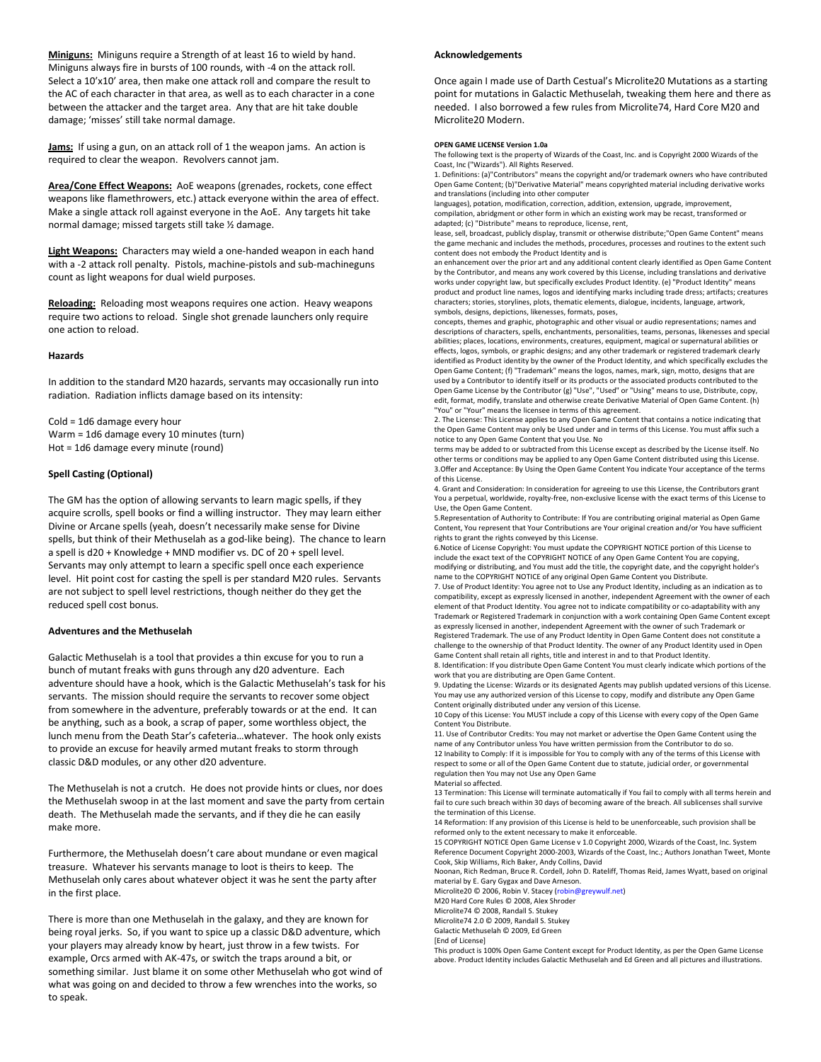**Miniguns:** Miniguns require a Strength of at least 16 to wield by hand. Miniguns always fire in bursts of 100 rounds, with -4 on the attack roll. Select a 10'x10' area, then make one attack roll and compare the result to the AC of each character in that area, as well as to each character in a cone between the attacker and the target area. Any that are hit take double damage; 'misses' still take normal damage.

**Jams:** If using a gun, on an attack roll of 1 the weapon jams. An action is required to clear the weapon. Revolvers cannot jam.

**Area/Cone Effect Weapons:** AoE weapons (grenades, rockets, cone effect weapons like flamethrowers, etc.) attack everyone within the area of effect. Make a single attack roll against everyone in the AoE. Any targets hit take normal damage; missed targets still take ½ damage.

**Light Weapons:** Characters may wield a one-handed weapon in each hand with a -2 attack roll penalty. Pistols, machine-pistols and sub-machineguns count as light weapons for dual wield purposes.

**Reloading:** Reloading most weapons requires one action. Heavy weapons require two actions to reload. Single shot grenade launchers only require one action to reload.

### Hazards

In addition to the standard M20 hazards, servants may occasionally run into radiation. Radiation inflicts damage based on its intensity:

Cold = 1d6 damage every hour
Warm = 1d6 damage every 10 minutes (turn)
Hot = 1d6 damage every minute (round)

### Spell Casting (Optional)

The GM has the option of allowing servants to learn magic spells, if they acquire scrolls, spell books or find a willing instructor. They may learn either Divine or Arcane spells (yeah, doesn't necessarily make sense for Divine spells, but think of their Methuselah as a god-like being). The chance to learn a spell is d20 + Knowledge + MND modifier vs. DC of 20 + spell level. Servants may only attempt to learn a specific spell once each experience level. Hit point cost for casting the spell is per standard M20 rules. Servants are not subject to spell level restrictions, though neither do they get the reduced spell cost bonus.

### Adventures and the Methuselah

Galactic Methuselah is a tool that provides a thin excuse for you to run a bunch of mutant freaks with guns through any d20 adventure. Each adventure should have a hook, which is the Galactic Methuselah's task for his servants. The mission should require the servants to recover some object from somewhere in the adventure, preferably towards or at the end. It can be anything, such as a book, a scrap of paper, some worthless object, the lunch menu from the Death Star's cafeteria…whatever. The hook only exists to provide an excuse for heavily armed mutant freaks to storm through classic D&D modules, or any other d20 adventure.

The Methuselah is not a crutch. He does not provide hints or clues, nor does the Methuselah swoop in at the last moment and save the party from certain death. The Methuselah made the servants, and if they die he can easily make more.

Furthermore, the Methuselah doesn't care about mundane or even magical treasure. Whatever his servants manage to loot is theirs to keep. The Methuselah only cares about whatever object it was he sent the party after in the first place.

There is more than one Methuselah in the galaxy, and they are known for being royal jerks. So, if you want to spice up a classic D&D adventure, which your players may already know by heart, just throw in a few twists. For example, Orcs armed with AK-47s, or switch the traps around a bit, or something similar. Just blame it on some other Methuselah who got wind of what was going on and decided to throw a few wrenches into the works, so to speak.

### Acknowledgements

Once again I made use of Darth Cestual's Microlite20 Mutations as a starting point for mutations in Galactic Methuselah, tweaking them here and there as needed. I also borrowed a few rules from Microlite74, Hard Core M20 and Microlite20 Modern.

**OPEN GAME LICENSE Version 1.0a**

The following text is the property of Wizards of the Coast, Inc. and is Copyright 2000 Wizards of the Coast, Inc ("Wizards"). All Rights Reserved.

1. Definitions: (a)"Contributors" means the copyright and/or trademark owners who have contributed Open Game Content; (b)"Derivative Material" means copyrighted material including derivative works and translations (including into other computer languages), potation, modification, correction, addition, extension, upgrade, improvement, compilation, abridgment or other form in which an existing work may be recast, transformed or adapted; (c) "Distribute" means to reproduce, license, rent, lease, sell, broadcast, publicly display, transmit or otherwise distribute;"Open Game Content" means the game mechanic and includes the methods, procedures, processes and routines to the extent such content does not embody the Product Identity and is an enhancement over the prior art and any additional content clearly identified as Open Game Content by the Contributor, and means any work covered by this License, including translations and derivative works under copyright law, but specifically excludes Product Identity. (e) "Product Identity" means product and product line names, logos and identifying marks including trade dress; artifacts; creatures characters; stories, storylines, plots, thematic elements, dialogue, incidents, language, artwork, symbols, designs, depictions, likenesses, formats, poses, concepts, themes and graphic, photographic and other visual or audio representations; names and descriptions of characters, spells, enchantments, personalities, teams, personas, likenesses and special abilities; places, locations, environments, creatures, equipment, magical or supernatural abilities or effects, logos, symbols, or graphic designs; and any other trademark or registered trademark clearly identified as Product identity by the owner of the Product Identity, and which specifically excludes the Open Game Content; (f) "Trademark" means the logos, names, mark, sign, motto, designs that are used by a Contributor to identify itself or its products or the associated products contributed to the Open Game License by the Contributor (g) "Use", "Used" or "Using" means to use, Distribute, copy, edit, format, modify, translate and otherwise create Derivative Material of Open Game Content. (h) "You" or "Your" means the licensee in terms of this agreement.
2. The License: This License applies to any Open Game Content that contains a notice indicating that the Open Game Content may only be Used under and in terms of this License. You must affix such a notice to any Open Game Content that you Use. No terms may be added to or subtracted from this License except as described by the License itself. No other terms or conditions may be applied to any Open Game Content distributed using this License.
3.Offer and Acceptance: By Using the Open Game Content You indicate Your acceptance of the terms of this License.
4. Grant and Consideration: In consideration for agreeing to use this License, the Contributors grant You a perpetual, worldwide, royalty-free, non-exclusive license with the exact terms of this License to Use, the Open Game Content.
5.Representation of Authority to Contribute: If You are contributing original material as Open Game Content, You represent that Your Contributions are Your original creation and/or You have sufficient rights to grant the rights conveyed by this License.
6.Notice of License Copyright: You must update the COPYRIGHT NOTICE portion of this License to include the exact text of the COPYRIGHT NOTICE of any Open Game Content You are copying, modifying or distributing, and You must add the title, the copyright date, and the copyright holder's name to the COPYRIGHT NOTICE of any original Open Game Content you Distribute.
7. Use of Product Identity: You agree not to Use any Product Identity, including as an indication as to compatibility, except as expressly licensed in another, independent Agreement with the owner of each element of that Product Identity. You agree not to indicate compatibility or co-adaptability with any Trademark or Registered Trademark in conjunction with a work containing Open Game Content except as expressly licensed in another, independent Agreement with the owner of such Trademark or Registered Trademark. The use of any Product Identity in Open Game Content does not constitute a challenge to the ownership of that Product Identity. The owner of any Product Identity used in Open Game Content shall retain all rights, title and interest in and to that Product Identity.
8. Identification: If you distribute Open Game Content You must clearly indicate which portions of the work that you are distributing are Open Game Content.
9. Updating the License: Wizards or its designated Agents may publish updated versions of this License. You may use any authorized version of this License to copy, modify and distribute any Open Game Content originally distributed under any version of this License.
10 Copy of this License: You MUST include a copy of this License with every copy of the Open Game Content You Distribute.
11. Use of Contributor Credits: You may not market or advertise the Open Game Content using the name of any Contributor unless You have written permission from the Contributor to do so.
12 Inability to Comply: If it is impossible for You to comply with any of the terms of this License with respect to some or all of the Open Game Content due to statute, judicial order, or governmental regulation then You may not Use any Open Game Material so affected.
13 Termination: This License will terminate automatically if You fail to comply with all terms herein and fail to cure such breach within 30 days of becoming aware of the breach. All sublicenses shall survive the termination of this License.
14 Reformation: If any provision of this License is held to be unenforceable, such provision shall be reformed only to the extent necessary to make it enforceable.
15 COPYRIGHT NOTICE Open Game License v 1.0 Copyright 2000, Wizards of the Coast, Inc. System Reference Document Copyright 2000-2003, Wizards of the Coast, Inc.; Authors Jonathan Tweet, Monte Cook, Skip Williams, Rich Baker, Andy Collins, David Noonan, Rich Redman, Bruce R. Cordell, John D. Rateliff, Thomas Reid, James Wyatt, based on original material by E. Gary Gygax and Dave Arneson.

Microlite20 © 2006, Robin V. Stacey (robin@greywulf.net)
M20 Hard Core Rules © 2008, Alex Shroder
Microlite74 © 2008, Randall S. Stukey
Microlite74 2.0 © 2009, Randall S. Stukey
Galactic Methuselah © 2009, Ed Green
[End of License]

This product is 100% Open Game Content except for Product Identity, as per the Open Game License above. Product Identity includes Galactic Methuselah and Ed Green and all pictures and illustrations.